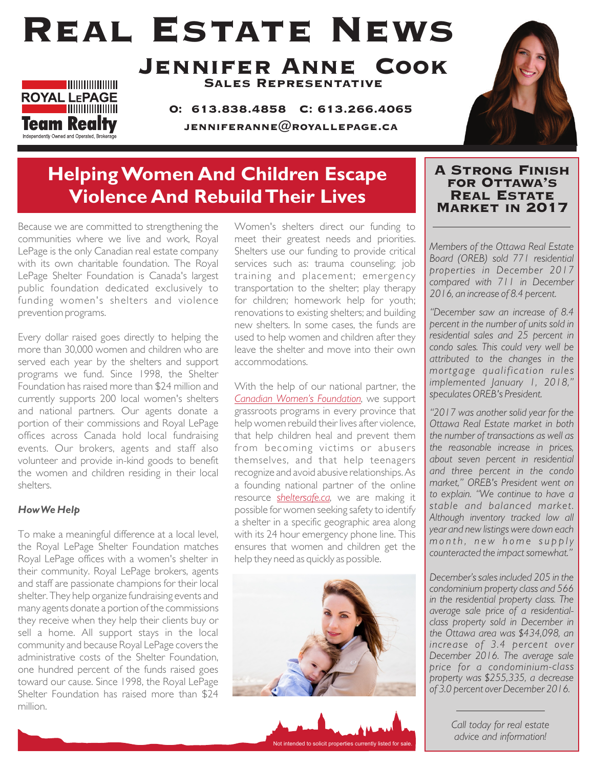# Real Estate News

## Jennifer Anne Cook

**Sales Representative**

ROYAL LEPAGE
Team Realty
Independently Owned and Operated, Brokerage

**O: 613.838.4858 C: 613.266.4065**

**jenniferanne@royallepage.ca**

## Helping Women And Children Escape Violence And Rebuild Their Lives

Because we are committed to strengthening the communities where we live and work, Royal LePage is the only Canadian real estate company with its own charitable foundation. The Royal LePage Shelter Foundation is Canada's largest public foundation dedicated exclusively to funding women's shelters and violence prevention programs.

Every dollar raised goes directly to helping the more than 30,000 women and children who are served each year by the shelters and support programs we fund. Since 1998, the Shelter Foundation has raised more than $24 million and currently supports 200 local women's shelters and national partners. Our agents donate a portion of their commissions and Royal LePage offices across Canada hold local fundraising events. Our brokers, agents and staff also volunteer and provide in-kind goods to benefit the women and children residing in their local shelters.

***How We Help***

To make a meaningful difference at a local level, the Royal LePage Shelter Foundation matches Royal LePage offices with a women's shelter in their community. Royal LePage brokers, agents and staff are passionate champions for their local shelter. They help organize fundraising events and many agents donate a portion of the commissions they receive when they help their clients buy or sell a home. All support stays in the local community and because Royal LePage covers the administrative costs of the Shelter Foundation, one hundred percent of the funds raised goes toward our cause. Since 1998, the Royal LePage Shelter Foundation has raised more than $24 million.

Women's shelters direct our funding to meet their greatest needs and priorities. Shelters use our funding to provide critical services such as: trauma counseling; job training and placement; emergency transportation to the shelter; play therapy for children; homework help for youth; renovations to existing shelters; and building new shelters. In some cases, the funds are used to help women and children after they leave the shelter and move into their own accommodations.

With the help of our national partner, the *Canadian Women's Foundation*, we support grassroots programs in every province that help women rebuild their lives after violence, that help children heal and prevent them from becoming victims or abusers themselves, and that help teenagers recognize and avoid abusive relationships. As a founding national partner of the online resource *sheltersafe.ca*, we are making it possible for women seeking safety to identify a shelter in a specific geographic area along with its 24 hour emergency phone line. This ensures that women and children get the help they need as quickly as possible.

## A Strong Finish for Ottawa's Real Estate Market in 2017

*Members of the Ottawa Real Estate Board (OREB) sold 771 residential properties in December 2017 compared with 711 in December 2016, an increase of 8.4 percent.*

*"December saw an increase of 8.4 percent in the number of units sold in residential sales and 25 percent in condo sales. This could very well be attributed to the changes in the mortgage qualification rules implemented January 1, 2018," speculates OREB's President.*

*"2017 was another solid year for the Ottawa Real Estate market in both the number of transactions as well as the reasonable increase in prices, about seven percent in residential and three percent in the condo market," OREB's President went on to explain. "We continue to have a stable and balanced market. Although inventory tracked low all year and new listings were down each month, new home supply counteracted the impact somewhat."*

*December's sales included 205 in the condominium property class and 566 in the residential property class. The average sale price of a residential-class property sold in December in the Ottawa area was $434,098, an increase of 3.4 percent over December 2016. The average sale price for a condominium-class property was $255,335, a decrease of 3.0 percent over December 2016.*

*Call today for real estate advice and information!*

Not intended to solicit properties currently listed for sale.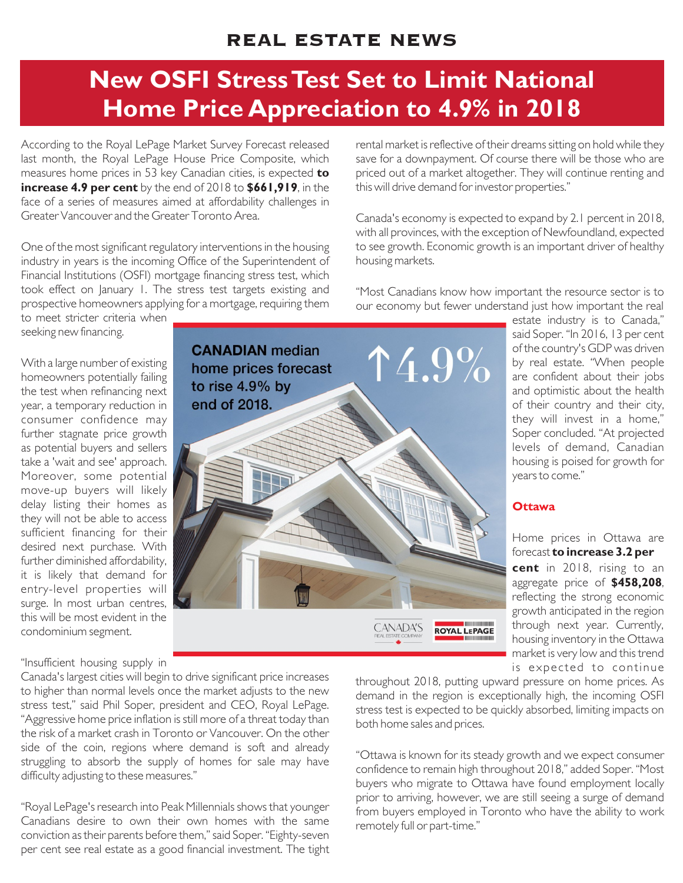REAL ESTATE NEWS

# New OSFI Stress Test Set to Limit National Home Price Appreciation to 4.9% in 2018

According to the Royal LePage Market Survey Forecast released last month, the Royal LePage House Price Composite, which measures home prices in 53 key Canadian cities, is expected **to increase 4.9 per cent** by the end of 2018 to **$661,919**, in the face of a series of measures aimed at affordability challenges in Greater Vancouver and the Greater Toronto Area.

One of the most significant regulatory interventions in the housing industry in years is the incoming Office of the Superintendent of Financial Institutions (OSFI) mortgage financing stress test, which took effect on January 1. The stress test targets existing and prospective homeowners applying for a mortgage, requiring them to meet stricter criteria when seeking new financing.

With a large number of existing homeowners potentially failing the test when refinancing next year, a temporary reduction in consumer confidence may further stagnate price growth as potential buyers and sellers take a 'wait and see' approach. Moreover, some potential move-up buyers will likely delay listing their homes as they will not be able to access sufficient financing for their desired next purchase. With further diminished affordability, it is likely that demand for entry-level properties will surge. In most urban centres, this will be most evident in the condominium segment.

CANADIAN median home prices forecast to rise 4.9% by end of 2018.

↑4.9%

CANADA'S REAL ESTATE COMPANY ROYAL LEPAGE

"Insufficient housing supply in Canada's largest cities will begin to drive significant price increases to higher than normal levels once the market adjusts to the new stress test," said Phil Soper, president and CEO, Royal LePage. "Aggressive home price inflation is still more of a threat today than the risk of a market crash in Toronto or Vancouver. On the other side of the coin, regions where demand is soft and already struggling to absorb the supply of homes for sale may have difficulty adjusting to these measures."

"Royal LePage's research into Peak Millennials shows that younger Canadians desire to own their own homes with the same conviction as their parents before them," said Soper. "Eighty-seven per cent see real estate as a good financial investment. The tight rental market is reflective of their dreams sitting on hold while they save for a downpayment. Of course there will be those who are priced out of a market altogether. They will continue renting and this will drive demand for investor properties."

Canada's economy is expected to expand by 2.1 percent in 2018, with all provinces, with the exception of Newfoundland, expected to see growth. Economic growth is an important driver of healthy housing markets.

"Most Canadians know how important the resource sector is to our economy but fewer understand just how important the real estate industry is to Canada," said Soper. "In 2016, 13 per cent of the country's GDP was driven by real estate. "When people are confident about their jobs and optimistic about the health of their country and their city, they will invest in a home," Soper concluded. "At projected levels of demand, Canadian housing is poised for growth for years to come."

### Ottawa

Home prices in Ottawa are forecast **to increase 3.2 per cent** in 2018, rising to an aggregate price of **$458,208**, reflecting the strong economic growth anticipated in the region through next year. Currently, housing inventory in the Ottawa market is very low and this trend is expected to continue throughout 2018, putting upward pressure on home prices. As demand in the region is exceptionally high, the incoming OSFI stress test is expected to be quickly absorbed, limiting impacts on both home sales and prices.

"Ottawa is known for its steady growth and we expect consumer confidence to remain high throughout 2018," added Soper. "Most buyers who migrate to Ottawa have found employment locally prior to arriving, however, we are still seeing a surge of demand from buyers employed in Toronto who have the ability to work remotely full or part-time."